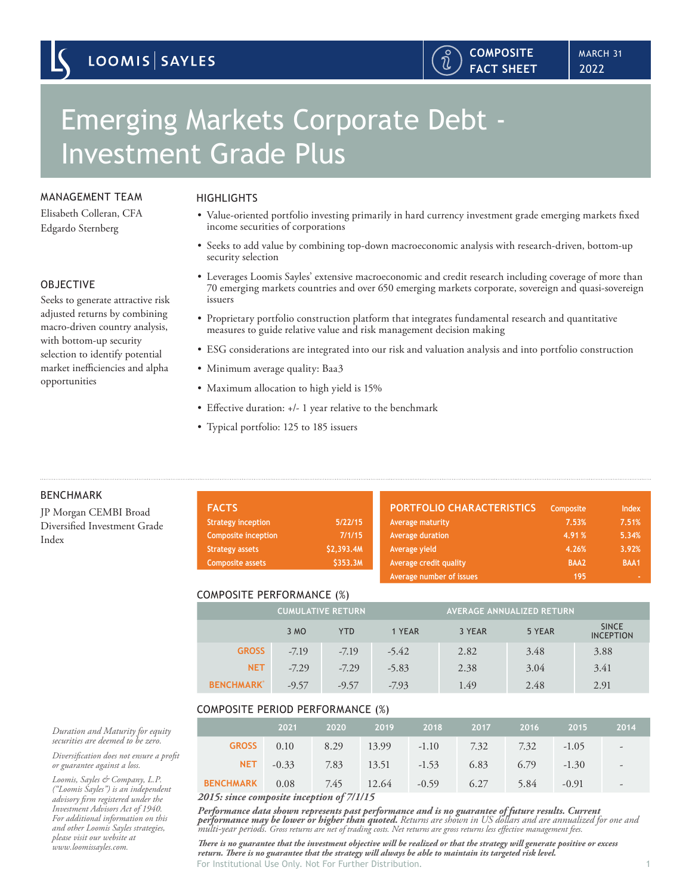LOOMIS | SAYLES

COMPOSITE FACT SHEET

MARCH 31 2022

# Emerging Markets Corporate Debt - Investment Grade Plus

## MANAGEMENT TEAM

Elisabeth Colleran, CFA
Edgardo Sternberg

## OBJECTIVE

Seeks to generate attractive risk adjusted returns by combining macro-driven country analysis, with bottom-up security selection to identify potential market inefficiencies and alpha opportunities

## HIGHLIGHTS

- Value-oriented portfolio investing primarily in hard currency investment grade emerging markets fixed income securities of corporations
- Seeks to add value by combining top-down macroeconomic analysis with research-driven, bottom-up security selection
- Leverages Loomis Sayles' extensive macroeconomic and credit research including coverage of more than 70 emerging markets countries and over 650 emerging markets corporate, sovereign and quasi-sovereign issuers
- Proprietary portfolio construction platform that integrates fundamental research and quantitative measures to guide relative value and risk management decision making
- ESG considerations are integrated into our risk and valuation analysis and into portfolio construction
- Minimum average quality: Baa3
- Maximum allocation to high yield is 15%
- Effective duration: +/- 1 year relative to the benchmark
- Typical portfolio: 125 to 185 issuers

## BENCHMARK

JP Morgan CEMBI Broad Diversified Investment Grade Index

## FACTS

| FACTS | |
|---|---|
| Strategy inception | 5/22/15 |
| Composite inception | 7/1/15 |
| Strategy assets | $2,393.4M |
| Composite assets | $353.3M |

## PORTFOLIO CHARACTERISTICS

| PORTFOLIO CHARACTERISTICS | Composite | Index |
|---|---|---|
| Average maturity | 7.53% | 7.51% |
| Average duration | 4.91 % | 5.34% |
| Average yield | 4.26% | 3.92% |
| Average credit quality | BAA2 | BAA1 |
| Average number of issues | 195 | - |

## COMPOSITE PERFORMANCE (%)

| | CUMULATIVE RETURN | | AVERAGE ANNUALIZED RETURN | | | |
|---|---|---|---|---|---|---|
| | 3 MO | YTD | 1 YEAR | 3 YEAR | 5 YEAR | SINCE INCEPTION |
| GROSS | -7.19 | -7.19 | -5.42 | 2.82 | 3.48 | 3.88 |
| NET | -7.29 | -7.29 | -5.83 | 2.38 | 3.04 | 3.41 |
| BENCHMARK* | -9.57 | -9.57 | -7.93 | 1.49 | 2.48 | 2.91 |

## COMPOSITE PERIOD PERFORMANCE (%)

| | 2021 | 2020 | 2019 | 2018 | 2017 | 2016 | 2015 | 2014 |
|---|---|---|---|---|---|---|---|---|
| GROSS | 0.10 | 8.29 | 13.99 | -1.10 | 7.32 | 7.32 | -1.05 | - |
| NET | -0.33 | 7.83 | 13.51 | -1.53 | 6.83 | 6.79 | -1.30 | - |
| BENCHMARK | 0.08 | 7.45 | 12.64 | -0.59 | 6.27 | 5.84 | -0.91 | - |

***2015: since composite inception of 7/1/15***

***Performance data shown represents past performance and is no guarantee of future results. Current performance may be lower or higher than quoted.*** *Returns are shown in US dollars and are annualized for one and multi-year periods. Gross returns are net of trading costs. Net returns are gross returns less effective management fees.*

***There is no guarantee that the investment objective will be realized or that the strategy will generate positive or excess return. There is no guarantee that the strategy will always be able to maintain its targeted risk level.***

*Duration and Maturity for equity securities are deemed to be zero.*

*Diversification does not ensure a profit or guarantee against a loss.*

*Loomis, Sayles & Company, L.P. ("Loomis Sayles") is an independent advisory firm registered under the Investment Advisors Act of 1940. For additional information on this and other Loomis Sayles strategies, please visit our website at www.loomissayles.com.*

For Institutional Use Only. Not For Further Distribution.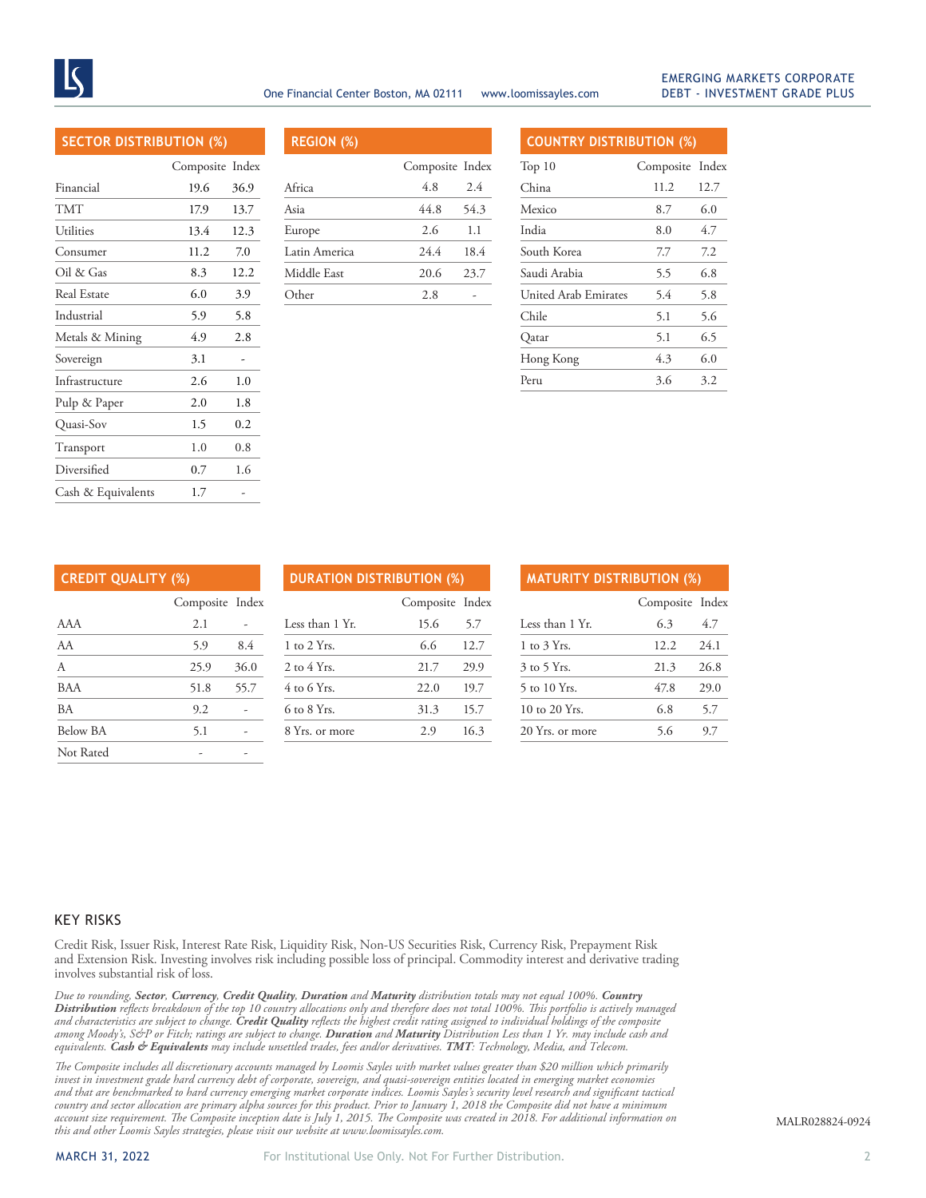EMERGING MARKETS CORPORATE DEBT - INVESTMENT GRADE PLUS

One Financial Center Boston, MA 02111 www.loomissayles.com

## SECTOR DISTRIBUTION (%)

| | Composite | Index |
|---|---|---|
| Financial | 19.6 | 36.9 |
| TMT | 17.9 | 13.7 |
| Utilities | 13.4 | 12.3 |
| Consumer | 11.2 | 7.0 |
| Oil & Gas | 8.3 | 12.2 |
| Real Estate | 6.0 | 3.9 |
| Industrial | 5.9 | 5.8 |
| Metals & Mining | 4.9 | 2.8 |
| Sovereign | 3.1 | - |
| Infrastructure | 2.6 | 1.0 |
| Pulp & Paper | 2.0 | 1.8 |
| Quasi-Sov | 1.5 | 0.2 |
| Transport | 1.0 | 0.8 |
| Diversified | 0.7 | 1.6 |
| Cash & Equivalents | 1.7 | - |

## REGION (%)

| | Composite | Index |
|---|---|---|
| Africa | 4.8 | 2.4 |
| Asia | 44.8 | 54.3 |
| Europe | 2.6 | 1.1 |
| Latin America | 24.4 | 18.4 |
| Middle East | 20.6 | 23.7 |
| Other | 2.8 | - |

## COUNTRY DISTRIBUTION (%)

| Top 10 | Composite | Index |
|---|---|---|
| China | 11.2 | 12.7 |
| Mexico | 8.7 | 6.0 |
| India | 8.0 | 4.7 |
| South Korea | 7.7 | 7.2 |
| Saudi Arabia | 5.5 | 6.8 |
| United Arab Emirates | 5.4 | 5.8 |
| Chile | 5.1 | 5.6 |
| Qatar | 5.1 | 6.5 |
| Hong Kong | 4.3 | 6.0 |
| Peru | 3.6 | 3.2 |

## CREDIT QUALITY (%)

| | Composite | Index |
|---|---|---|
| AAA | 2.1 | - |
| AA | 5.9 | 8.4 |
| A | 25.9 | 36.0 |
| BAA | 51.8 | 55.7 |
| BA | 9.2 | - |
| Below BA | 5.1 | - |
| Not Rated | - | - |

## DURATION DISTRIBUTION (%)

| | Composite | Index |
|---|---|---|
| Less than 1 Yr. | 15.6 | 5.7 |
| 1 to 2 Yrs. | 6.6 | 12.7 |
| 2 to 4 Yrs. | 21.7 | 29.9 |
| 4 to 6 Yrs. | 22.0 | 19.7 |
| 6 to 8 Yrs. | 31.3 | 15.7 |
| 8 Yrs. or more | 2.9 | 16.3 |

## MATURITY DISTRIBUTION (%)

| | Composite | Index |
|---|---|---|
| Less than 1 Yr. | 6.3 | 4.7 |
| 1 to 3 Yrs. | 12.2 | 24.1 |
| 3 to 5 Yrs. | 21.3 | 26.8 |
| 5 to 10 Yrs. | 47.8 | 29.0 |
| 10 to 20 Yrs. | 6.8 | 5.7 |
| 20 Yrs. or more | 5.6 | 9.7 |

## KEY RISKS

Credit Risk, Issuer Risk, Interest Rate Risk, Liquidity Risk, Non-US Securities Risk, Currency Risk, Prepayment Risk and Extension Risk. Investing involves risk including possible loss of principal. Commodity interest and derivative trading involves substantial risk of loss.

*Due to rounding, **Sector**, **Currency**, **Credit Quality**, **Duration** and **Maturity** distribution totals may not equal 100%. **Country Distribution** reflects breakdown of the top 10 country allocations only and therefore does not total 100%. This portfolio is actively managed and characteristics are subject to change. **Credit Quality** reflects the highest credit rating assigned to individual holdings of the composite among Moody's, S&P or Fitch; ratings are subject to change. **Duration** and **Maturity** Distribution Less than 1 Yr. may include cash and equivalents. **Cash & Equivalents** may include unsettled trades, fees and/or derivatives. **TMT**: Technology, Media, and Telecom.*

*The Composite includes all discretionary accounts managed by Loomis Sayles with market values greater than $20 million which primarily invest in investment grade hard currency debt of corporate, sovereign, and quasi-sovereign entities located in emerging market economies and that are benchmarked to hard currency emerging market corporate indices. Loomis Sayles's security level research and significant tactical country and sector allocation are primary alpha sources for this product. Prior to January 1, 2018 the Composite did not have a minimum account size requirement. The Composite inception date is July 1, 2015. The Composite was created in 2018. For additional information on this and other Loomis Sayles strategies, please visit our website at www.loomissayles.com.*

MALR028824-0924

MARCH 31, 2022 For Institutional Use Only. Not For Further Distribution.